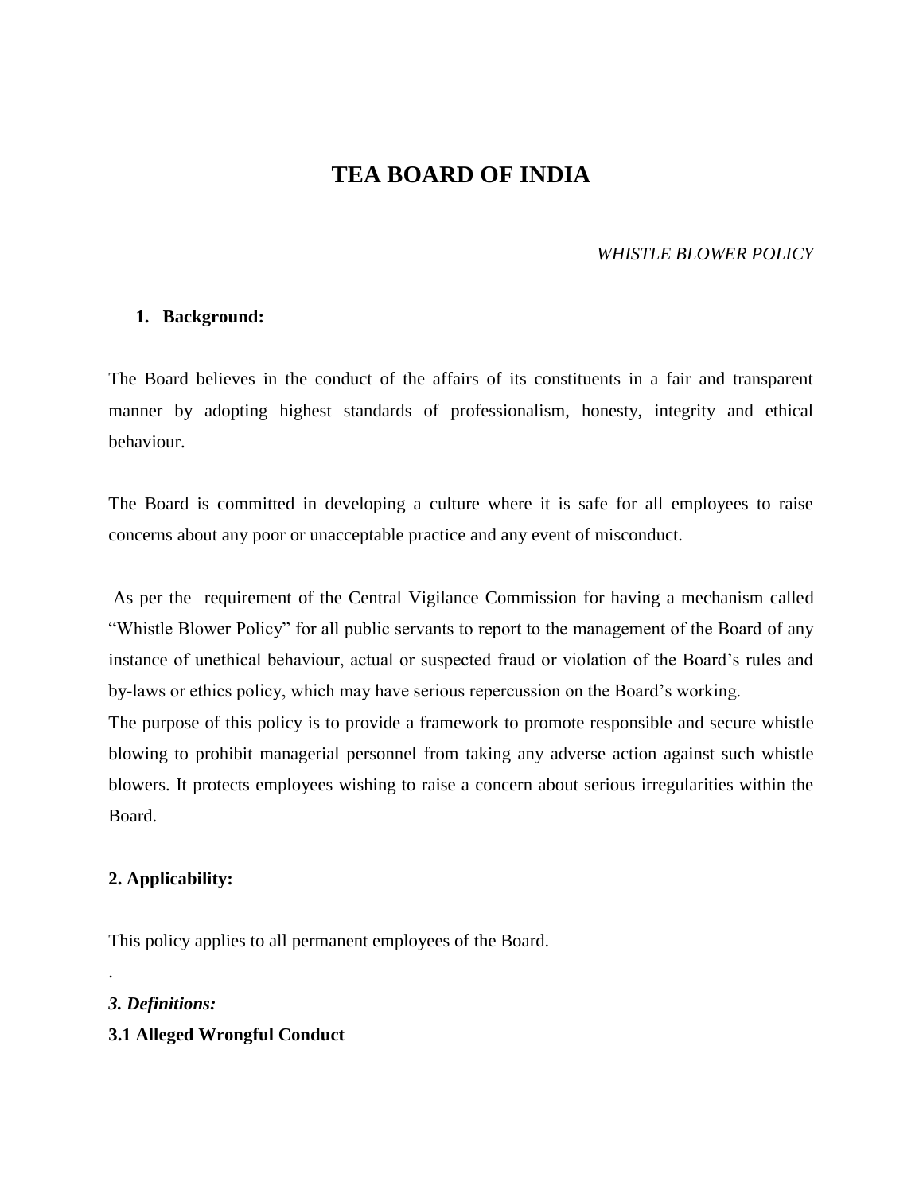# TEA BOARD OF INDIA

*WHISTLE BLOWER POLICY*

## 1. Background:

The Board believes in the conduct of the affairs of its constituents in a fair and transparent manner by adopting highest standards of professionalism, honesty, integrity and ethical behaviour.

The Board is committed in developing a culture where it is safe for all employees to raise concerns about any poor or unacceptable practice and any event of misconduct.

As per the requirement of the Central Vigilance Commission for having a mechanism called "Whistle Blower Policy" for all public servants to report to the management of the Board of any instance of unethical behaviour, actual or suspected fraud or violation of the Board's rules and by-laws or ethics policy, which may have serious repercussion on the Board's working.

The purpose of this policy is to provide a framework to promote responsible and secure whistle blowing to prohibit managerial personnel from taking any adverse action against such whistle blowers. It protects employees wishing to raise a concern about serious irregularities within the Board.

## 2. Applicability:

This policy applies to all permanent employees of the Board.

.

## *3. Definitions:*

### 3.1 Alleged Wrongful Conduct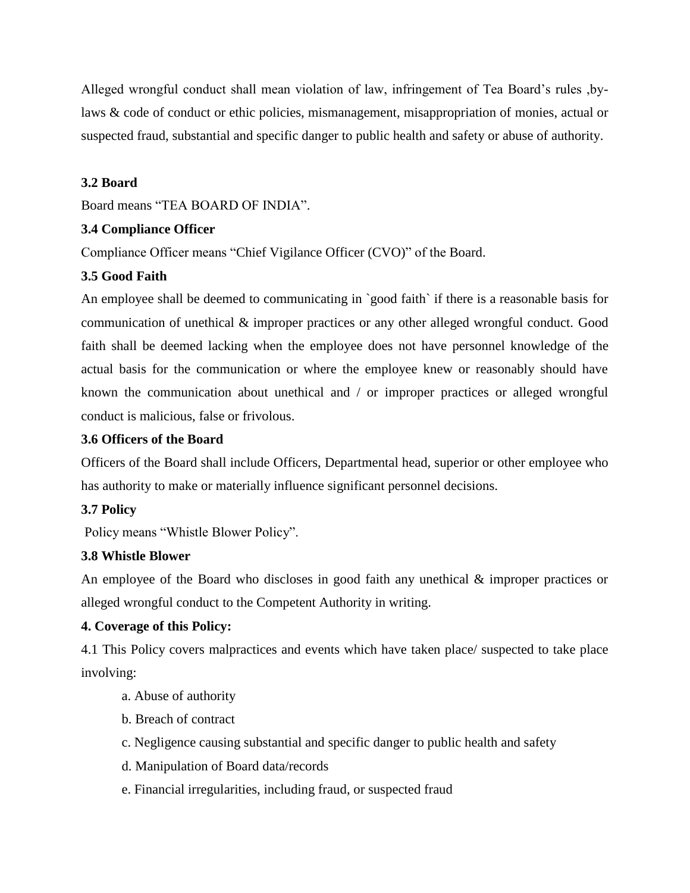Alleged wrongful conduct shall mean violation of law, infringement of Tea Board's rules ,by-laws & code of conduct or ethic policies, mismanagement, misappropriation of monies, actual or suspected fraud, substantial and specific danger to public health and safety or abuse of authority.

**3.2 Board**

Board means "TEA BOARD OF INDIA".

**3.4 Compliance Officer**

Compliance Officer means "Chief Vigilance Officer (CVO)" of the Board.

**3.5 Good Faith**

An employee shall be deemed to communicating in `good faith` if there is a reasonable basis for communication of unethical & improper practices or any other alleged wrongful conduct. Good faith shall be deemed lacking when the employee does not have personnel knowledge of the actual basis for the communication or where the employee knew or reasonably should have known the communication about unethical and / or improper practices or alleged wrongful conduct is malicious, false or frivolous.

**3.6 Officers of the Board**

Officers of the Board shall include Officers, Departmental head, superior or other employee who has authority to make or materially influence significant personnel decisions.

**3.7 Policy**

Policy means "Whistle Blower Policy".

**3.8 Whistle Blower**

An employee of the Board who discloses in good faith any unethical & improper practices or alleged wrongful conduct to the Competent Authority in writing.

**4. Coverage of this Policy:**

4.1 This Policy covers malpractices and events which have taken place/ suspected to take place involving:

a. Abuse of authority

b. Breach of contract

c. Negligence causing substantial and specific danger to public health and safety

d. Manipulation of Board data/records

e. Financial irregularities, including fraud, or suspected fraud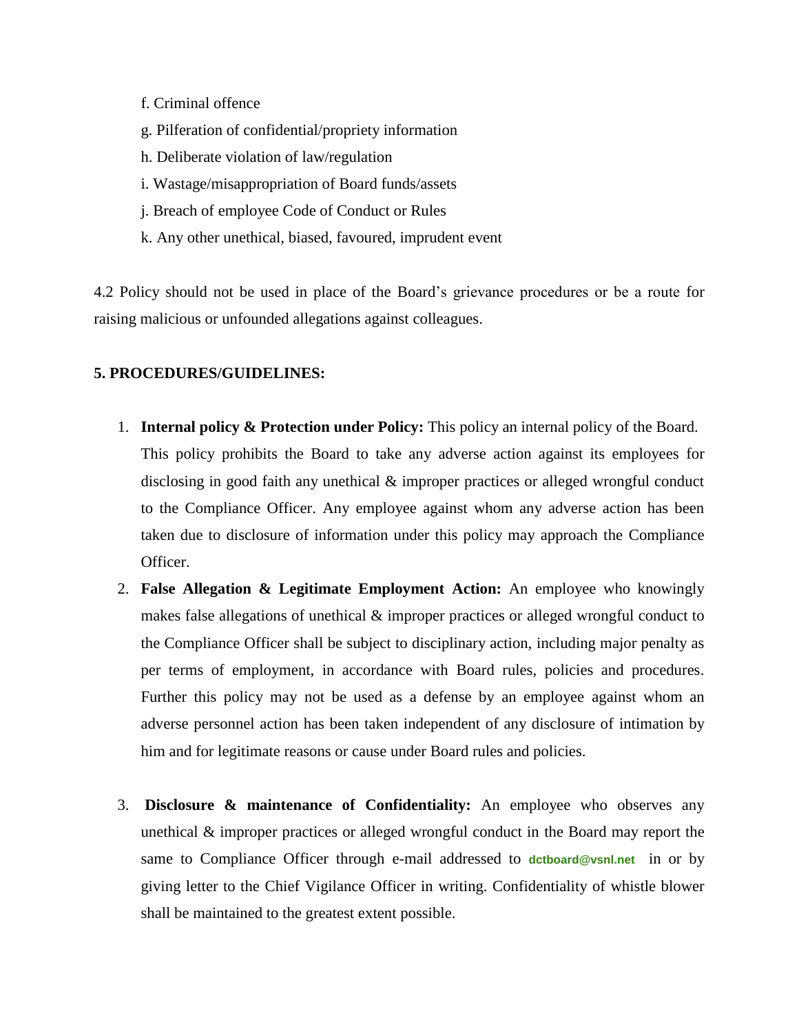f. Criminal offence

g. Pilferation of confidential/propriety information

h. Deliberate violation of law/regulation

i. Wastage/misappropriation of Board funds/assets

j. Breach of employee Code of Conduct or Rules

k. Any other unethical, biased, favoured, imprudent event

4.2 Policy should not be used in place of the Board's grievance procedures or be a route for raising malicious or unfounded allegations against colleagues.

**5. PROCEDURES/GUIDELINES:**

1. **Internal policy & Protection under Policy:** This policy an internal policy of the Board. This policy prohibits the Board to take any adverse action against its employees for disclosing in good faith any unethical & improper practices or alleged wrongful conduct to the Compliance Officer. Any employee against whom any adverse action has been taken due to disclosure of information under this policy may approach the Compliance Officer.
2. **False Allegation & Legitimate Employment Action:** An employee who knowingly makes false allegations of unethical & improper practices or alleged wrongful conduct to the Compliance Officer shall be subject to disciplinary action, including major penalty as per terms of employment, in accordance with Board rules, policies and procedures. Further this policy may not be used as a defense by an employee against whom an adverse personnel action has been taken independent of any disclosure of intimation by him and for legitimate reasons or cause under Board rules and policies.
3. **Disclosure & maintenance of Confidentiality:** An employee who observes any unethical & improper practices or alleged wrongful conduct in the Board may report the same to Compliance Officer through e-mail addressed to dctboard@vsnl.net in or by giving letter to the Chief Vigilance Officer in writing. Confidentiality of whistle blower shall be maintained to the greatest extent possible.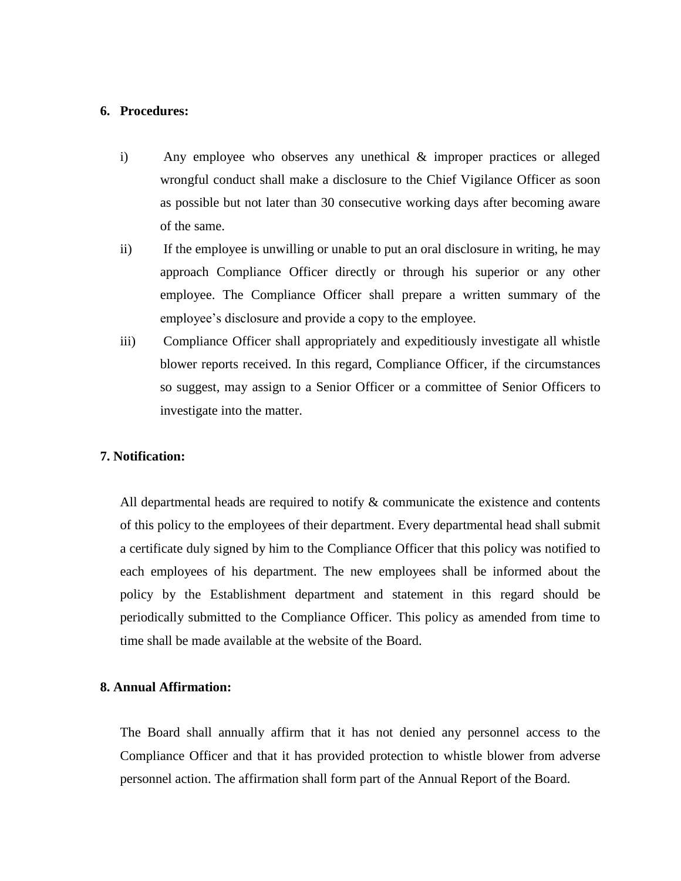**6. Procedures:**

i) Any employee who observes any unethical & improper practices or alleged wrongful conduct shall make a disclosure to the Chief Vigilance Officer as soon as possible but not later than 30 consecutive working days after becoming aware of the same.

ii) If the employee is unwilling or unable to put an oral disclosure in writing, he may approach Compliance Officer directly or through his superior or any other employee. The Compliance Officer shall prepare a written summary of the employee's disclosure and provide a copy to the employee.

iii) Compliance Officer shall appropriately and expeditiously investigate all whistle blower reports received. In this regard, Compliance Officer, if the circumstances so suggest, may assign to a Senior Officer or a committee of Senior Officers to investigate into the matter.

**7. Notification:**

All departmental heads are required to notify & communicate the existence and contents of this policy to the employees of their department. Every departmental head shall submit a certificate duly signed by him to the Compliance Officer that this policy was notified to each employees of his department. The new employees shall be informed about the policy by the Establishment department and statement in this regard should be periodically submitted to the Compliance Officer. This policy as amended from time to time shall be made available at the website of the Board.

**8. Annual Affirmation:**

The Board shall annually affirm that it has not denied any personnel access to the Compliance Officer and that it has provided protection to whistle blower from adverse personnel action. The affirmation shall form part of the Annual Report of the Board.